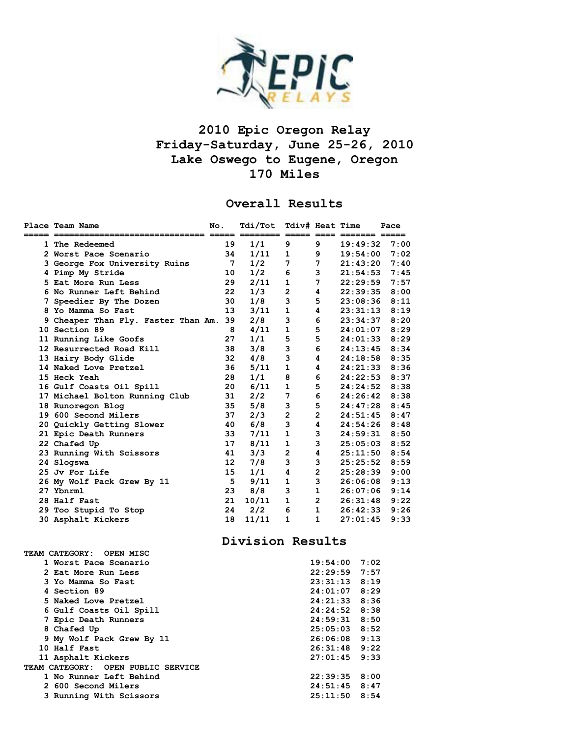# 2010 Epic Oregon Relay
## Friday-Saturday, June 25-26, 2010
## Lake Oswego to Eugene, Oregon
## 170 Miles

## Overall Results

| Place | Team Name | No. | Tdi/Tot | Tdiv# | Heat | Time | Pace |
|---|---|---|---|---|---|---|---|
| 1 | The Redeemed | 19 | 1/1 | 9 | 9 | 19:49:32 | 7:00 |
| 2 | Worst Pace Scenario | 34 | 1/11 | 1 | 9 | 19:54:00 | 7:02 |
| 3 | George Fox University Ruins | 7 | 1/2 | 7 | 7 | 21:43:20 | 7:40 |
| 4 | Pimp My Stride | 10 | 1/2 | 6 | 3 | 21:54:53 | 7:45 |
| 5 | Eat More Run Less | 29 | 2/11 | 1 | 7 | 22:29:59 | 7:57 |
| 6 | No Runner Left Behind | 22 | 1/3 | 2 | 4 | 22:39:35 | 8:00 |
| 7 | Speedier By The Dozen | 30 | 1/8 | 3 | 5 | 23:08:36 | 8:11 |
| 8 | Yo Mamma So Fast | 13 | 3/11 | 1 | 4 | 23:31:13 | 8:19 |
| 9 | Cheaper Than Fly. Faster Than Am. | 39 | 2/8 | 3 | 6 | 23:34:37 | 8:20 |
| 10 | Section 89 | 8 | 4/11 | 1 | 5 | 24:01:07 | 8:29 |
| 11 | Running Like Goofs | 27 | 1/1 | 5 | 5 | 24:01:33 | 8:29 |
| 12 | Resurrected Road Kill | 38 | 3/8 | 3 | 6 | 24:13:45 | 8:34 |
| 13 | Hairy Body Glide | 32 | 4/8 | 3 | 4 | 24:18:58 | 8:35 |
| 14 | Naked Love Pretzel | 36 | 5/11 | 1 | 4 | 24:21:33 | 8:36 |
| 15 | Heck Yeah | 28 | 1/1 | 8 | 6 | 24:22:53 | 8:37 |
| 16 | Gulf Coasts Oil Spill | 20 | 6/11 | 1 | 5 | 24:24:52 | 8:38 |
| 17 | Michael Bolton Running Club | 31 | 2/2 | 7 | 6 | 24:26:42 | 8:38 |
| 18 | Runoregon Blog | 35 | 5/8 | 3 | 5 | 24:47:28 | 8:45 |
| 19 | 600 Second Milers | 37 | 2/3 | 2 | 2 | 24:51:45 | 8:47 |
| 20 | Quickly Getting Slower | 40 | 6/8 | 3 | 4 | 24:54:26 | 8:48 |
| 21 | Epic Death Runners | 33 | 7/11 | 1 | 3 | 24:59:31 | 8:50 |
| 22 | Chafed Up | 17 | 8/11 | 1 | 3 | 25:05:03 | 8:52 |
| 23 | Running With Scissors | 41 | 3/3 | 2 | 4 | 25:11:50 | 8:54 |
| 24 | Slogswa | 12 | 7/8 | 3 | 3 | 25:25:52 | 8:59 |
| 25 | Jv For Life | 15 | 1/1 | 4 | 2 | 25:28:39 | 9:00 |
| 26 | My Wolf Pack Grew By 11 | 5 | 9/11 | 1 | 3 | 26:06:08 | 9:13 |
| 27 | Ybnrml | 23 | 8/8 | 3 | 1 | 26:07:06 | 9:14 |
| 28 | Half Fast | 21 | 10/11 | 1 | 2 | 26:31:48 | 9:22 |
| 29 | Too Stupid To Stop | 24 | 2/2 | 6 | 1 | 26:42:33 | 9:26 |
| 30 | Asphalt Kickers | 18 | 11/11 | 1 | 1 | 27:01:45 | 9:33 |

## Division Results

**TEAM CATEGORY: OPEN MISC**

| Place | Team Name | Time | Pace |
|---|---|---|---|
| 1 | Worst Pace Scenario | 19:54:00 | 7:02 |
| 2 | Eat More Run Less | 22:29:59 | 7:57 |
| 3 | Yo Mamma So Fast | 23:31:13 | 8:19 |
| 4 | Section 89 | 24:01:07 | 8:29 |
| 5 | Naked Love Pretzel | 24:21:33 | 8:36 |
| 6 | Gulf Coasts Oil Spill | 24:24:52 | 8:38 |
| 7 | Epic Death Runners | 24:59:31 | 8:50 |
| 8 | Chafed Up | 25:05:03 | 8:52 |
| 9 | My Wolf Pack Grew By 11 | 26:06:08 | 9:13 |
| 10 | Half Fast | 26:31:48 | 9:22 |
| 11 | Asphalt Kickers | 27:01:45 | 9:33 |

**TEAM CATEGORY: OPEN PUBLIC SERVICE**

| Place | Team Name | Time | Pace |
|---|---|---|---|
| 1 | No Runner Left Behind | 22:39:35 | 8:00 |
| 2 | 600 Second Milers | 24:51:45 | 8:47 |
| 3 | Running With Scissors | 25:11:50 | 8:54 |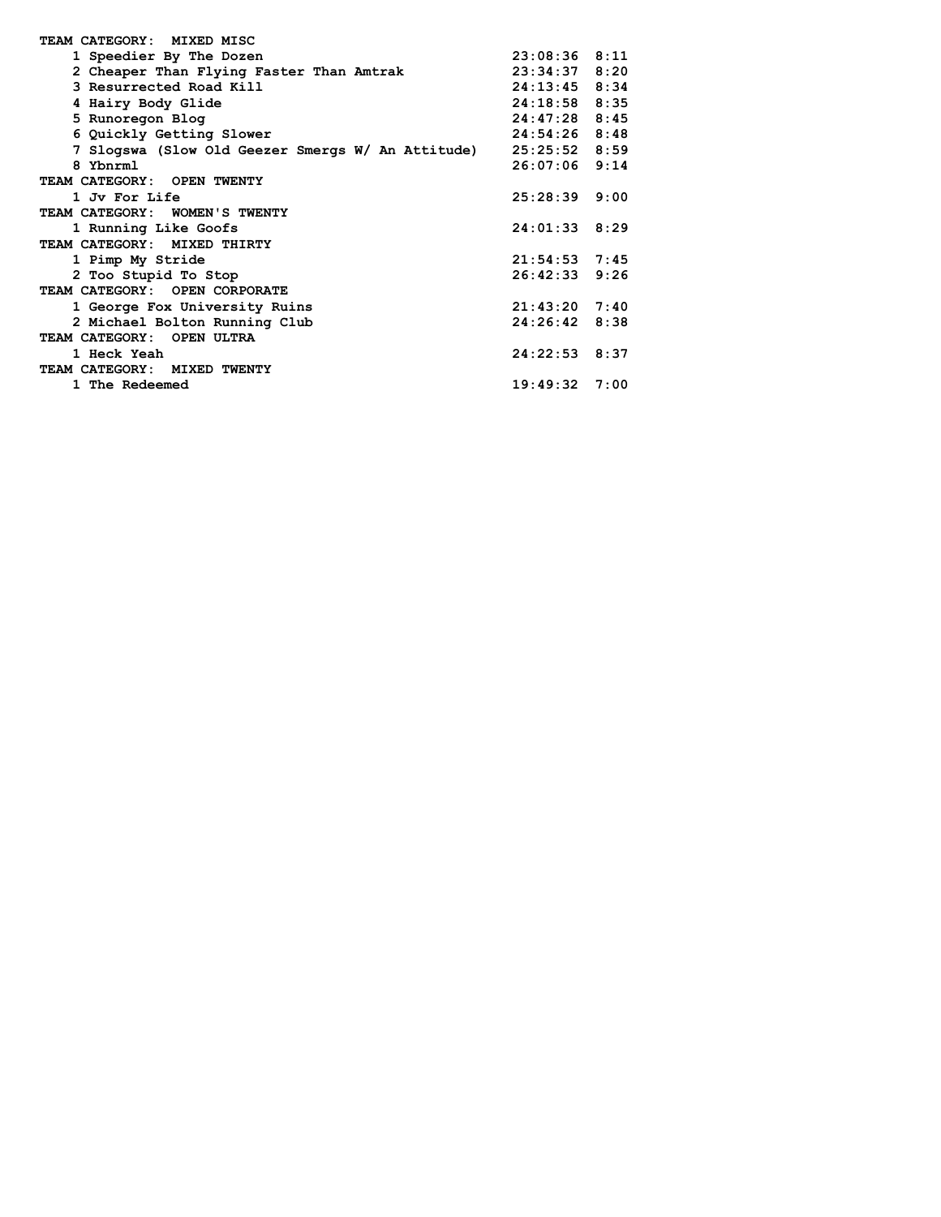**TEAM CATEGORY: MIXED MISC**

| | | | |
|---|---|---|---|
| 1 | Speedier By The Dozen | 23:08:36 | 8:11 |
| 2 | Cheaper Than Flying Faster Than Amtrak | 23:34:37 | 8:20 |
| 3 | Resurrected Road Kill | 24:13:45 | 8:34 |
| 4 | Hairy Body Glide | 24:18:58 | 8:35 |
| 5 | Runoregon Blog | 24:47:28 | 8:45 |
| 6 | Quickly Getting Slower | 24:54:26 | 8:48 |
| 7 | Slogswa (Slow Old Geezer Smergs W/ An Attitude) | 25:25:52 | 8:59 |
| 8 | Ybnrml | 26:07:06 | 9:14 |

**TEAM CATEGORY: OPEN TWENTY**

| | | | |
|---|---|---|---|
| 1 | Jv For Life | 25:28:39 | 9:00 |

**TEAM CATEGORY: WOMEN'S TWENTY**

| | | | |
|---|---|---|---|
| 1 | Running Like Goofs | 24:01:33 | 8:29 |

**TEAM CATEGORY: MIXED THIRTY**

| | | | |
|---|---|---|---|
| 1 | Pimp My Stride | 21:54:53 | 7:45 |
| 2 | Too Stupid To Stop | 26:42:33 | 9:26 |

**TEAM CATEGORY: OPEN CORPORATE**

| | | | |
|---|---|---|---|
| 1 | George Fox University Ruins | 21:43:20 | 7:40 |
| 2 | Michael Bolton Running Club | 24:26:42 | 8:38 |

**TEAM CATEGORY: OPEN ULTRA**

| | | | |
|---|---|---|---|
| 1 | Heck Yeah | 24:22:53 | 8:37 |

**TEAM CATEGORY: MIXED TWENTY**

| | | | |
|---|---|---|---|
| 1 | The Redeemed | 19:49:32 | 7:00 |